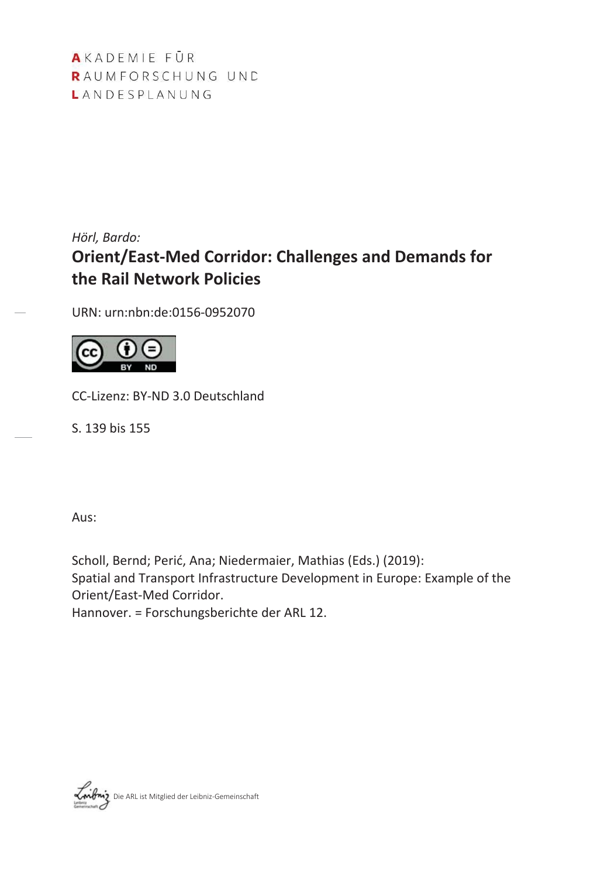AKADEMIE FÜR
RAUMFORSCHUNG UND
LANDESPLANUNG

*Hörl, Bardo:*

# Orient/East-Med Corridor: Challenges and Demands for the Rail Network Policies

URN: urn:nbn:de:0156-0952070

CC-Lizenz: BY-ND 3.0 Deutschland

S. 139 bis 155

Aus:

Scholl, Bernd; Perić, Ana; Niedermaier, Mathias (Eds.) (2019):
Spatial and Transport Infrastructure Development in Europe: Example of the Orient/East-Med Corridor.
Hannover. = Forschungsberichte der ARL 12.

Die ARL ist Mitglied der Leibniz-Gemeinschaft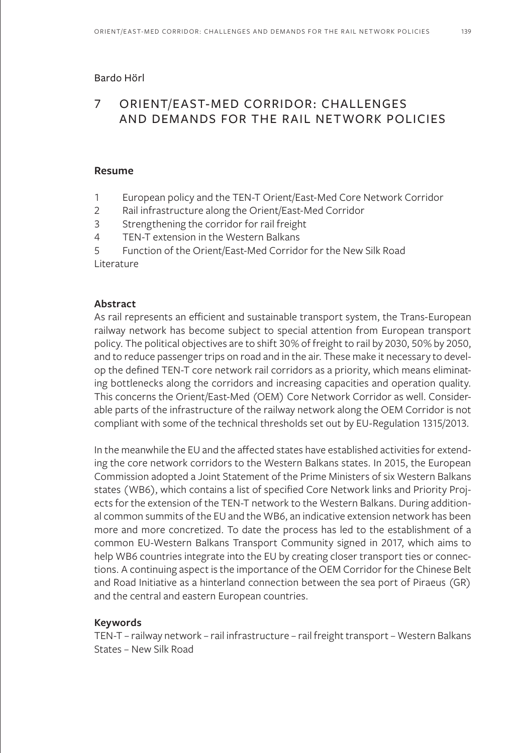Bardo Hörl

# 7 ORIENT/EAST-MED CORRIDOR: CHALLENGES AND DEMANDS FOR THE RAIL NETWORK POLICIES

### Resume

1 European policy and the TEN-T Orient/East-Med Core Network Corridor
2 Rail infrastructure along the Orient/East-Med Corridor
3 Strengthening the corridor for rail freight
4 TEN-T extension in the Western Balkans
5 Function of the Orient/East-Med Corridor for the New Silk Road
Literature

### Abstract

As rail represents an efficient and sustainable transport system, the Trans-European railway network has become subject to special attention from European transport policy. The political objectives are to shift 30% of freight to rail by 2030, 50% by 2050, and to reduce passenger trips on road and in the air. These make it necessary to develop the defined TEN-T core network rail corridors as a priority, which means eliminating bottlenecks along the corridors and increasing capacities and operation quality. This concerns the Orient/East-Med (OEM) Core Network Corridor as well. Considerable parts of the infrastructure of the railway network along the OEM Corridor is not compliant with some of the technical thresholds set out by EU-Regulation 1315/2013.

In the meanwhile the EU and the affected states have established activities for extending the core network corridors to the Western Balkans states. In 2015, the European Commission adopted a Joint Statement of the Prime Ministers of six Western Balkans states (WB6), which contains a list of specified Core Network links and Priority Projects for the extension of the TEN-T network to the Western Balkans. During additional common summits of the EU and the WB6, an indicative extension network has been more and more concretized. To date the process has led to the establishment of a common EU-Western Balkans Transport Community signed in 2017, which aims to help WB6 countries integrate into the EU by creating closer transport ties or connections. A continuing aspect is the importance of the OEM Corridor for the Chinese Belt and Road Initiative as a hinterland connection between the sea port of Piraeus (GR) and the central and eastern European countries.

### Keywords

TEN-T – railway network – rail infrastructure – rail freight transport – Western Balkans States – New Silk Road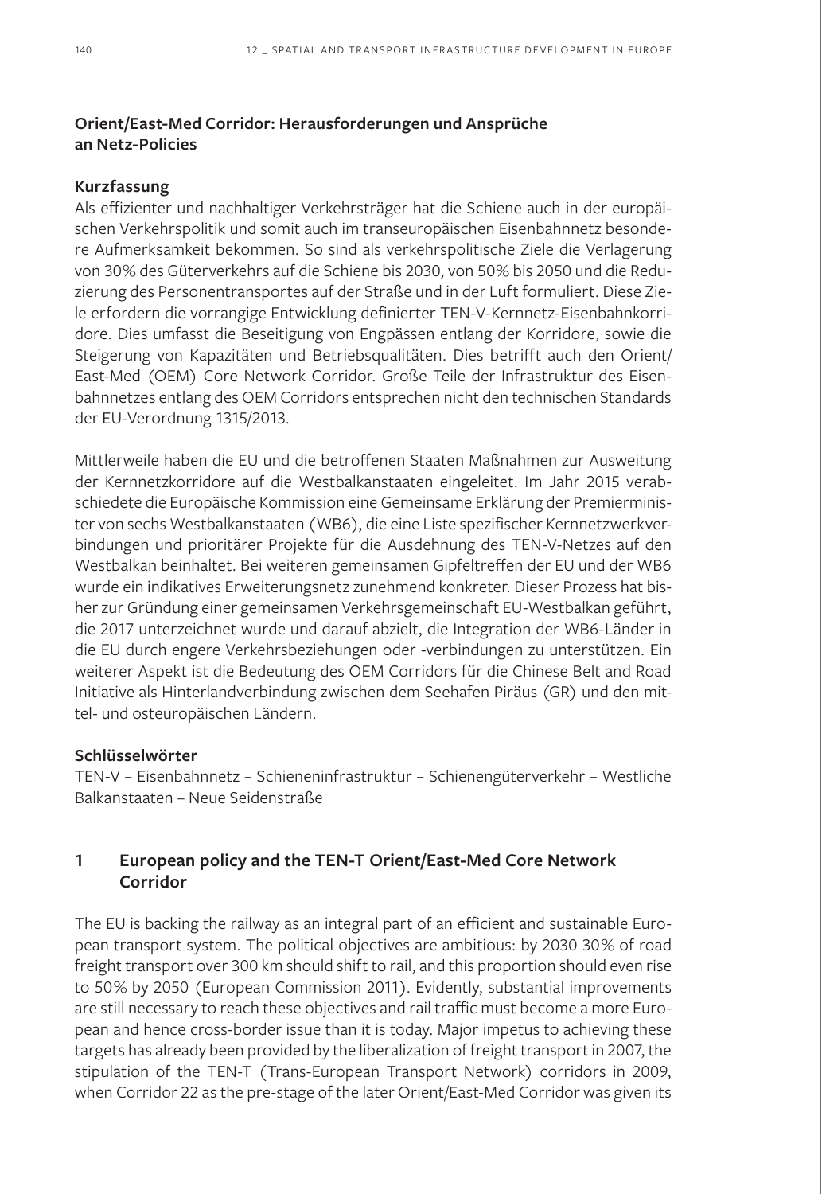### Orient/East-Med Corridor: Herausforderungen und Ansprüche an Netz-Policies

**Kurzfassung**

Als effizienter und nachhaltiger Verkehrsträger hat die Schiene auch in der europäischen Verkehrspolitik und somit auch im transeuropäischen Eisenbahnnetz besondere Aufmerksamkeit bekommen. So sind als verkehrspolitische Ziele die Verlagerung von 30% des Güterverkehrs auf die Schiene bis 2030, von 50% bis 2050 und die Reduzierung des Personentransportes auf der Straße und in der Luft formuliert. Diese Ziele erfordern die vorrangige Entwicklung definierter TEN-V-Kernnetz-Eisenbahnkorridore. Dies umfasst die Beseitigung von Engpässen entlang der Korridore, sowie die Steigerung von Kapazitäten und Betriebsqualitäten. Dies betrifft auch den Orient/East-Med (OEM) Core Network Corridor. Große Teile der Infrastruktur des Eisenbahnnetzes entlang des OEM Corridors entsprechen nicht den technischen Standards der EU-Verordnung 1315/2013.

Mittlerweile haben die EU und die betroffenen Staaten Maßnahmen zur Ausweitung der Kernnetzkorridore auf die Westbalkanstaaten eingeleitet. Im Jahr 2015 verabschiedete die Europäische Kommission eine Gemeinsame Erklärung der Premierminister von sechs Westbalkanstaaten (WB6), die eine Liste spezifischer Kernnetzwerkverbindungen und prioritärer Projekte für die Ausdehnung des TEN-V-Netzes auf den Westbalkan beinhaltet. Bei weiteren gemeinsamen Gipfeltreffen der EU und der WB6 wurde ein indikatives Erweiterungsnetz zunehmend konkreter. Dieser Prozess hat bisher zur Gründung einer gemeinsamen Verkehrsgemeinschaft EU-Westbalkan geführt, die 2017 unterzeichnet wurde und darauf abzielt, die Integration der WB6-Länder in die EU durch engere Verkehrsbeziehungen oder -verbindungen zu unterstützen. Ein weiterer Aspekt ist die Bedeutung des OEM Corridors für die Chinese Belt and Road Initiative als Hinterlandverbindung zwischen dem Seehafen Piräus (GR) und den mittel- und osteuropäischen Ländern.

**Schlüsselwörter**

TEN-V – Eisenbahnnetz – Schieneninfrastruktur – Schienengüterverkehr – Westliche Balkanstaaten – Neue Seidenstraße

## 1 European policy and the TEN-T Orient/East-Med Core Network Corridor

The EU is backing the railway as an integral part of an efficient and sustainable European transport system. The political objectives are ambitious: by 2030 30% of road freight transport over 300 km should shift to rail, and this proportion should even rise to 50% by 2050 (European Commission 2011). Evidently, substantial improvements are still necessary to reach these objectives and rail traffic must become a more European and hence cross-border issue than it is today. Major impetus to achieving these targets has already been provided by the liberalization of freight transport in 2007, the stipulation of the TEN-T (Trans-European Transport Network) corridors in 2009, when Corridor 22 as the pre-stage of the later Orient/East-Med Corridor was given its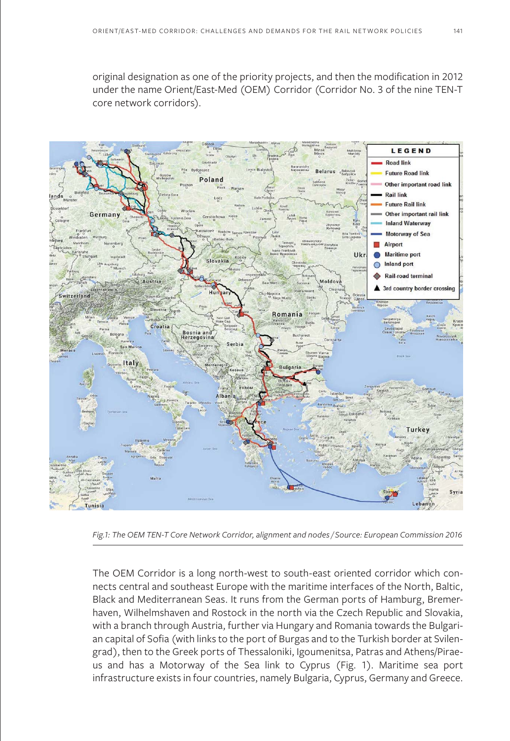original designation as one of the priority projects, and then the modification in 2012 under the name Orient/East-Med (OEM) Corridor (Corridor No. 3 of the nine TEN-T core network corridors).

*Fig.1: The OEM TEN-T Core Network Corridor, alignment and nodes / Source: European Commission 2016*

The OEM Corridor is a long north-west to south-east oriented corridor which connects central and southeast Europe with the maritime interfaces of the North, Baltic, Black and Mediterranean Seas. It runs from the German ports of Hamburg, Bremerhaven, Wilhelmshaven and Rostock in the north via the Czech Republic and Slovakia, with a branch through Austria, further via Hungary and Romania towards the Bulgarian capital of Sofia (with links to the port of Burgas and to the Turkish border at Svilengrad), then to the Greek ports of Thessaloniki, Igoumenitsa, Patras and Athens/Piraeus and has a Motorway of the Sea link to Cyprus (Fig. 1). Maritime sea port infrastructure exists in four countries, namely Bulgaria, Cyprus, Germany and Greece.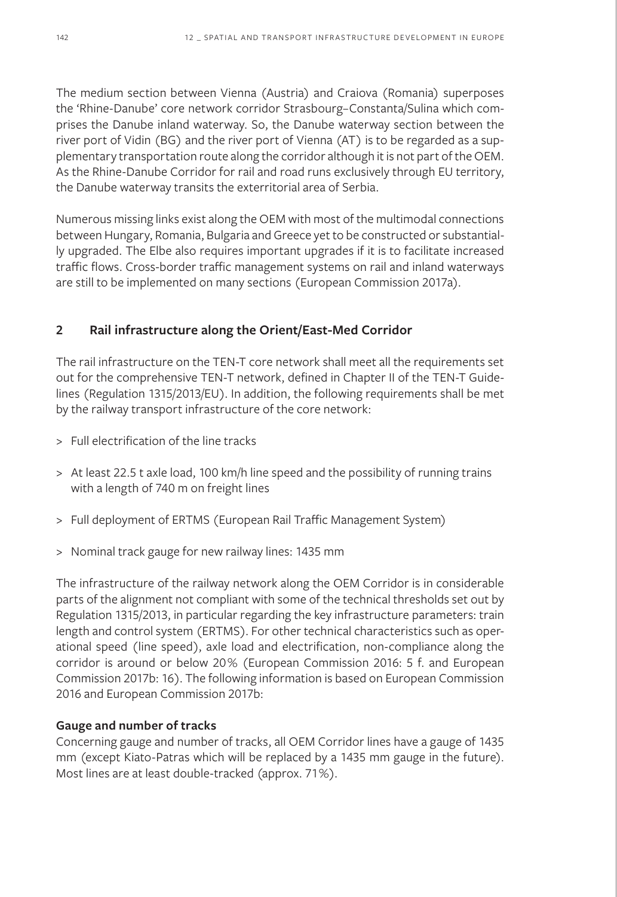The medium section between Vienna (Austria) and Craiova (Romania) superposes the 'Rhine-Danube' core network corridor Strasbourg–Constanta/Sulina which comprises the Danube inland waterway. So, the Danube waterway section between the river port of Vidin (BG) and the river port of Vienna (AT) is to be regarded as a supplementary transportation route along the corridor although it is not part of the OEM. As the Rhine-Danube Corridor for rail and road runs exclusively through EU territory, the Danube waterway transits the exterritorial area of Serbia.

Numerous missing links exist along the OEM with most of the multimodal connections between Hungary, Romania, Bulgaria and Greece yet to be constructed or substantially upgraded. The Elbe also requires important upgrades if it is to facilitate increased traffic flows. Cross-border traffic management systems on rail and inland waterways are still to be implemented on many sections (European Commission 2017a).

## 2 Rail infrastructure along the Orient/East-Med Corridor

The rail infrastructure on the TEN-T core network shall meet all the requirements set out for the comprehensive TEN-T network, defined in Chapter II of the TEN-T Guidelines (Regulation 1315/2013/EU). In addition, the following requirements shall be met by the railway transport infrastructure of the core network:

> Full electrification of the line tracks

> At least 22.5 t axle load, 100 km/h line speed and the possibility of running trains with a length of 740 m on freight lines

> Full deployment of ERTMS (European Rail Traffic Management System)

> Nominal track gauge for new railway lines: 1435 mm

The infrastructure of the railway network along the OEM Corridor is in considerable parts of the alignment not compliant with some of the technical thresholds set out by Regulation 1315/2013, in particular regarding the key infrastructure parameters: train length and control system (ERTMS). For other technical characteristics such as operational speed (line speed), axle load and electrification, non-compliance along the corridor is around or below 20% (European Commission 2016: 5 f. and European Commission 2017b: 16). The following information is based on European Commission 2016 and European Commission 2017b:

**Gauge and number of tracks**

Concerning gauge and number of tracks, all OEM Corridor lines have a gauge of 1435 mm (except Kiato-Patras which will be replaced by a 1435 mm gauge in the future). Most lines are at least double-tracked (approx. 71%).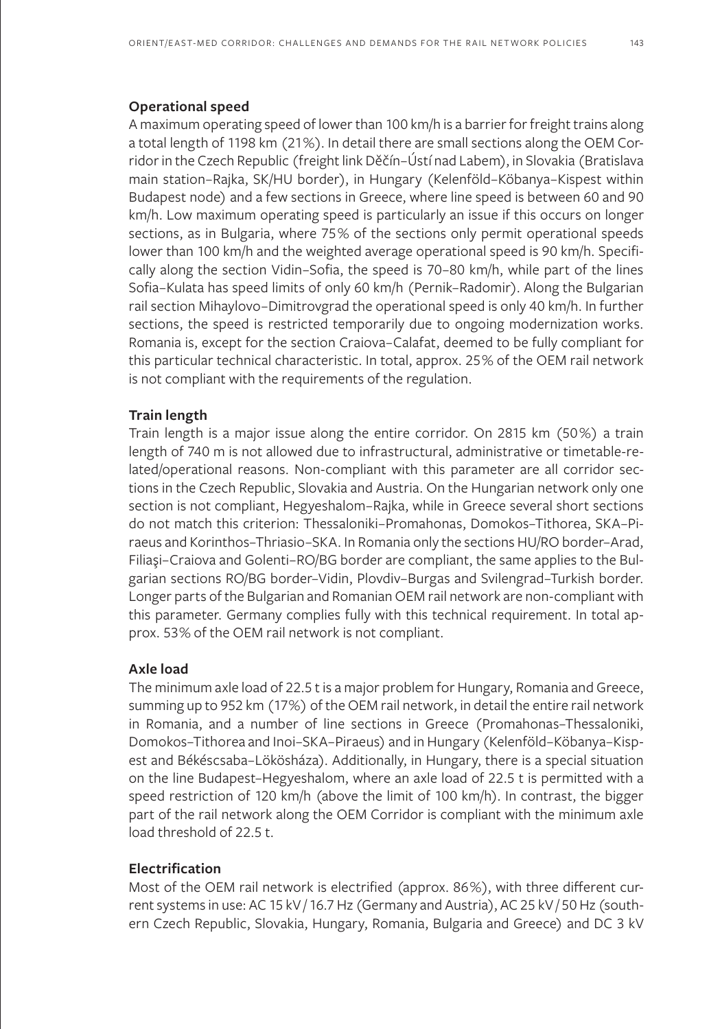### Operational speed

A maximum operating speed of lower than 100 km/h is a barrier for freight trains along a total length of 1198 km (21%). In detail there are small sections along the OEM Corridor in the Czech Republic (freight link Děčín–Ústí nad Labem), in Slovakia (Bratislava main station–Rajka, SK/HU border), in Hungary (Kelenföld–Köbanya–Kispest within Budapest node) and a few sections in Greece, where line speed is between 60 and 90 km/h. Low maximum operating speed is particularly an issue if this occurs on longer sections, as in Bulgaria, where 75% of the sections only permit operational speeds lower than 100 km/h and the weighted average operational speed is 90 km/h. Specifically along the section Vidin–Sofia, the speed is 70–80 km/h, while part of the lines Sofia–Kulata has speed limits of only 60 km/h (Pernik–Radomir). Along the Bulgarian rail section Mihaylovo–Dimitrovgrad the operational speed is only 40 km/h. In further sections, the speed is restricted temporarily due to ongoing modernization works. Romania is, except for the section Craiova–Calafat, deemed to be fully compliant for this particular technical characteristic. In total, approx. 25% of the OEM rail network is not compliant with the requirements of the regulation.

### Train length

Train length is a major issue along the entire corridor. On 2815 km (50%) a train length of 740 m is not allowed due to infrastructural, administrative or timetable-related/operational reasons. Non-compliant with this parameter are all corridor sections in the Czech Republic, Slovakia and Austria. On the Hungarian network only one section is not compliant, Hegyeshalom–Rajka, while in Greece several short sections do not match this criterion: Thessaloniki–Promahonas, Domokos–Tithorea, SKA–Piraeus and Korinthos–Thriasio–SKA. In Romania only the sections HU/RO border–Arad, Filiaşi–Craiova and Golenti–RO/BG border are compliant, the same applies to the Bulgarian sections RO/BG border–Vidin, Plovdiv–Burgas and Svilengrad–Turkish border. Longer parts of the Bulgarian and Romanian OEM rail network are non-compliant with this parameter. Germany complies fully with this technical requirement. In total approx. 53% of the OEM rail network is not compliant.

### Axle load

The minimum axle load of 22.5 t is a major problem for Hungary, Romania and Greece, summing up to 952 km (17%) of the OEM rail network, in detail the entire rail network in Romania, and a number of line sections in Greece (Promahonas–Thessaloniki, Domokos–Tithorea and Inoi–SKA–Piraeus) and in Hungary (Kelenföld–Köbanya–Kispest and Békéscsaba–Lökösháza). Additionally, in Hungary, there is a special situation on the line Budapest–Hegyeshalom, where an axle load of 22.5 t is permitted with a speed restriction of 120 km/h (above the limit of 100 km/h). In contrast, the bigger part of the rail network along the OEM Corridor is compliant with the minimum axle load threshold of 22.5 t.

### Electrification

Most of the OEM rail network is electrified (approx. 86%), with three different current systems in use: AC 15 kV / 16.7 Hz (Germany and Austria), AC 25 kV / 50 Hz (southern Czech Republic, Slovakia, Hungary, Romania, Bulgaria and Greece) and DC 3 kV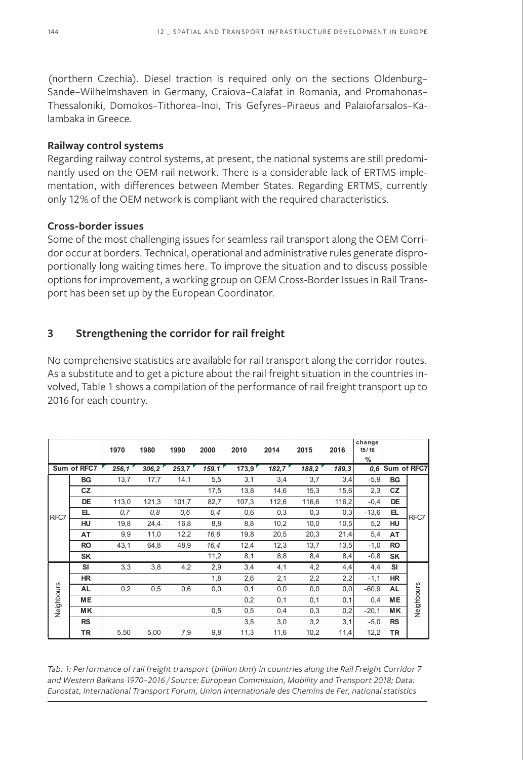(northern Czechia). Diesel traction is required only on the sections Oldenburg–Sande–Wilhelmshaven in Germany, Craiova–Calafat in Romania, and Promahonas–Thessaloniki, Domokos–Tithorea–Inoi, Tris Gefyres–Piraeus and Palaiofarsalos–Kalambaka in Greece.

### Railway control systems

Regarding railway control systems, at present, the national systems are still predominantly used on the OEM rail network. There is a considerable lack of ERTMS implementation, with differences between Member States. Regarding ERTMS, currently only 12% of the OEM network is compliant with the required characteristics.

### Cross-border issues

Some of the most challenging issues for seamless rail transport along the OEM Corridor occur at borders. Technical, operational and administrative rules generate disproportionally long waiting times here. To improve the situation and to discuss possible options for improvement, a working group on OEM Cross-Border Issues in Rail Transport has been set up by the European Coordinator.

## 3 Strengthening the corridor for rail freight

No comprehensive statistics are available for rail transport along the corridor routes. As a substitute and to get a picture about the rail freight situation in the countries involved, Table 1 shows a compilation of the performance of rail freight transport up to 2016 for each country.

| | | 1970 | 1980 | 1990 | 2000 | 2010 | 2014 | 2015 | 2016 | change 15/16 % | | |
|---|---|---|---|---|---|---|---|---|---|---|---|---|
| Sum of RFC7 | | *256,1* | *306,2* | *253,7* | *159,1* | *173,9* | *182,7* | *188,2* | *189,3* | *0,6* | Sum of RFC7 | |
| RFC7 | BG | 13,7 | 17,7 | 14,1 | 5,5 | 3,1 | 3,4 | 3,7 | 3,4 | -5,9 | BG | RFC7 |
| | CZ | | | | 17,5 | 13,8 | 14,6 | 15,3 | 15,6 | 2,3 | CZ | |
| | DE | 113,0 | 121,3 | 101,7 | 82,7 | 107,3 | 112,6 | 116,6 | 116,2 | -0,4 | DE | |
| | EL | *0,7* | *0,8* | *0,6* | *0,4* | 0,6 | 0,3 | 0,3 | 0,3 | -13,6 | EL | |
| | HU | 19,8 | 24,4 | 16,8 | 8,8 | 8,8 | 10,2 | 10,0 | 10,5 | 5,2 | HU | |
| | AT | 9,9 | 11,0 | 12,2 | *16,6* | 19,8 | 20,5 | 20,3 | 21,4 | 5,4 | AT | |
| | RO | 43,1 | 64,8 | 48,9 | *16,4* | 12,4 | 12,3 | 13,7 | 13,5 | -1,0 | RO | |
| | SK | | | | 11,2 | 8,1 | 8,8 | 8,4 | 8,4 | -0,8 | SK | |
| Neighbours | SI | 3,3 | 3,8 | 4,2 | 2,9 | 3,4 | 4,1 | 4,2 | 4,4 | 4,4 | SI | Neighbours |
| | HR | | | | 1,8 | 2,6 | 2,1 | 2,2 | 2,2 | -1,1 | HR | |
| | AL | 0,2 | 0,5 | 0,6 | 0,0 | 0,1 | 0,0 | 0,0 | 0,0 | -60,9 | AL | |
| | ME | | | | | 0,2 | 0,1 | 0,1 | 0,1 | 0,4 | ME | |
| | MK | | | | 0,5 | 0,5 | 0,4 | 0,3 | 0,2 | -20,1 | MK | |
| | RS | | | | | 3,5 | 3,0 | 3,2 | 3,1 | -5,0 | RS | |
| | TR | 5,50 | 5,00 | 7,9 | 9,8 | 11,3 | 11,6 | 10,2 | 11,4 | 12,2 | TR | |

*Tab. 1: Performance of rail freight transport (billion tkm) in countries along the Rail Freight Corridor 7 and Western Balkans 1970–2016 / Source: European Commission, Mobility and Transport 2018; Data: Eurostat, International Transport Forum, Union Internationale des Chemins de Fer, national statistics*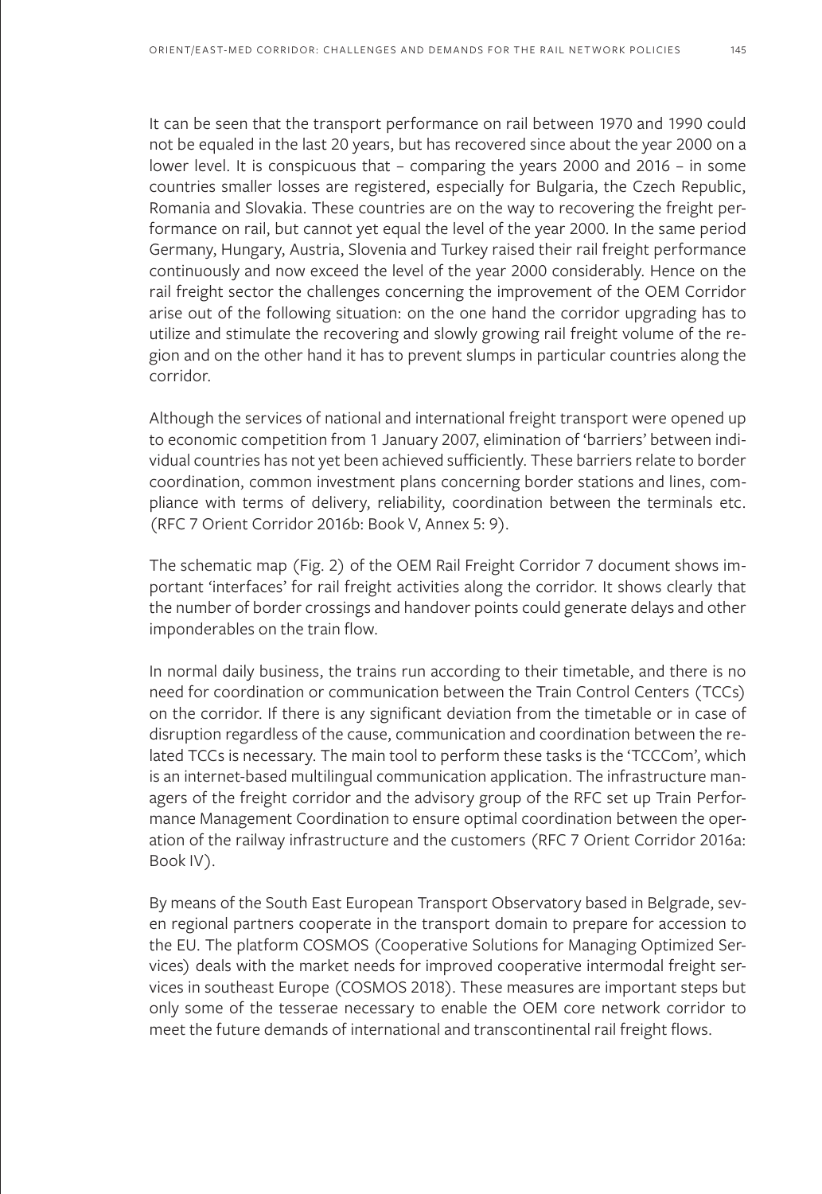It can be seen that the transport performance on rail between 1970 and 1990 could not be equaled in the last 20 years, but has recovered since about the year 2000 on a lower level. It is conspicuous that – comparing the years 2000 and 2016 – in some countries smaller losses are registered, especially for Bulgaria, the Czech Republic, Romania and Slovakia. These countries are on the way to recovering the freight performance on rail, but cannot yet equal the level of the year 2000. In the same period Germany, Hungary, Austria, Slovenia and Turkey raised their rail freight performance continuously and now exceed the level of the year 2000 considerably. Hence on the rail freight sector the challenges concerning the improvement of the OEM Corridor arise out of the following situation: on the one hand the corridor upgrading has to utilize and stimulate the recovering and slowly growing rail freight volume of the region and on the other hand it has to prevent slumps in particular countries along the corridor.

Although the services of national and international freight transport were opened up to economic competition from 1 January 2007, elimination of 'barriers' between individual countries has not yet been achieved sufficiently. These barriers relate to border coordination, common investment plans concerning border stations and lines, compliance with terms of delivery, reliability, coordination between the terminals etc. (RFC 7 Orient Corridor 2016b: Book V, Annex 5: 9).

The schematic map (Fig. 2) of the OEM Rail Freight Corridor 7 document shows important 'interfaces' for rail freight activities along the corridor. It shows clearly that the number of border crossings and handover points could generate delays and other imponderables on the train flow.

In normal daily business, the trains run according to their timetable, and there is no need for coordination or communication between the Train Control Centers (TCCs) on the corridor. If there is any significant deviation from the timetable or in case of disruption regardless of the cause, communication and coordination between the related TCCs is necessary. The main tool to perform these tasks is the 'TCCCom', which is an internet-based multilingual communication application. The infrastructure managers of the freight corridor and the advisory group of the RFC set up Train Performance Management Coordination to ensure optimal coordination between the operation of the railway infrastructure and the customers (RFC 7 Orient Corridor 2016a: Book IV).

By means of the South East European Transport Observatory based in Belgrade, seven regional partners cooperate in the transport domain to prepare for accession to the EU. The platform COSMOS (Cooperative Solutions for Managing Optimized Services) deals with the market needs for improved cooperative intermodal freight services in southeast Europe (COSMOS 2018). These measures are important steps but only some of the tesserae necessary to enable the OEM core network corridor to meet the future demands of international and transcontinental rail freight flows.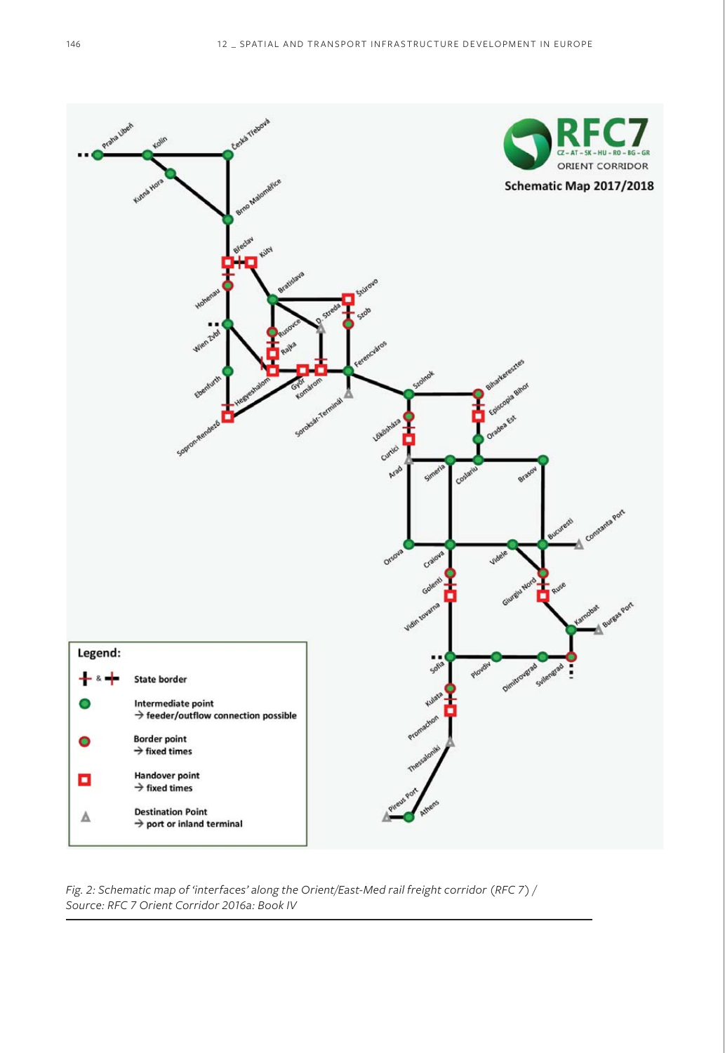*Fig. 2: Schematic map of 'interfaces' along the Orient/East-Med rail freight corridor (RFC 7) / Source: RFC 7 Orient Corridor 2016a: Book IV*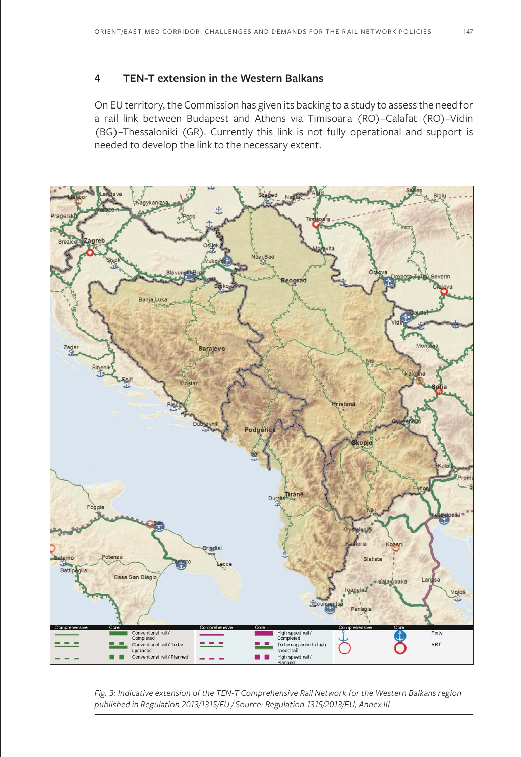## 4 TEN-T extension in the Western Balkans

On EU territory, the Commission has given its backing to a study to assess the need for a rail link between Budapest and Athens via Timisoara (RO)–Calafat (RO)–Vidin (BG)–Thessaloniki (GR). Currently this link is not fully operational and support is needed to develop the link to the necessary extent.

*Fig. 3: Indicative extension of the TEN-T Comprehensive Rail Network for the Western Balkans region published in Regulation 2013/1315/EU / Source: Regulation 1315/2013/EU, Annex III*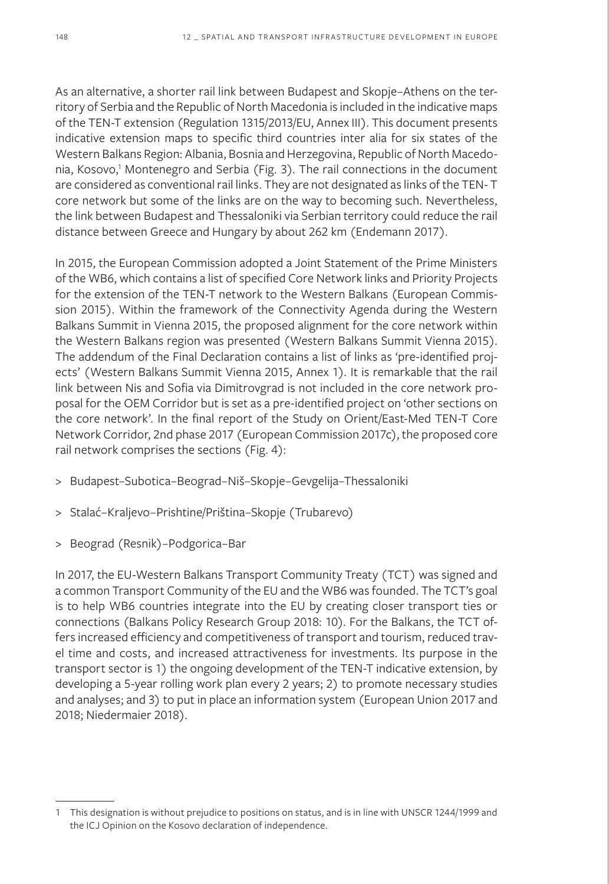As an alternative, a shorter rail link between Budapest and Skopje–Athens on the territory of Serbia and the Republic of North Macedonia is included in the indicative maps of the TEN-T extension (Regulation 1315/2013/EU, Annex III). This document presents indicative extension maps to specific third countries inter alia for six states of the Western Balkans Region: Albania, Bosnia and Herzegovina, Republic of North Macedonia, Kosovo,[1] Montenegro and Serbia (Fig. 3). The rail connections in the document are considered as conventional rail links. They are not designated as links of the TEN- T core network but some of the links are on the way to becoming such. Nevertheless, the link between Budapest and Thessaloniki via Serbian territory could reduce the rail distance between Greece and Hungary by about 262 km (Endemann 2017).

In 2015, the European Commission adopted a Joint Statement of the Prime Ministers of the WB6, which contains a list of specified Core Network links and Priority Projects for the extension of the TEN-T network to the Western Balkans (European Commission 2015). Within the framework of the Connectivity Agenda during the Western Balkans Summit in Vienna 2015, the proposed alignment for the core network within the Western Balkans region was presented (Western Balkans Summit Vienna 2015). The addendum of the Final Declaration contains a list of links as 'pre-identified projects' (Western Balkans Summit Vienna 2015, Annex 1). It is remarkable that the rail link between Nis and Sofia via Dimitrovgrad is not included in the core network proposal for the OEM Corridor but is set as a pre-identified project on 'other sections on the core network'. In the final report of the Study on Orient/East-Med TEN-T Core Network Corridor, 2nd phase 2017 (European Commission 2017c), the proposed core rail network comprises the sections (Fig. 4):

> Budapest–Subotica–Beograd–Niš–Skopje–Gevgelija–Thessaloniki

> Stalać–Kraljevo–Prishtine/Priština–Skopje (Trubarevo)

> Beograd (Resnik)–Podgorica–Bar

In 2017, the EU-Western Balkans Transport Community Treaty (TCT) was signed and a common Transport Community of the EU and the WB6 was founded. The TCT's goal is to help WB6 countries integrate into the EU by creating closer transport ties or connections (Balkans Policy Research Group 2018: 10). For the Balkans, the TCT offers increased efficiency and competitiveness of transport and tourism, reduced travel time and costs, and increased attractiveness for investments. Its purpose in the transport sector is 1) the ongoing development of the TEN-T indicative extension, by developing a 5-year rolling work plan every 2 years; 2) to promote necessary studies and analyses; and 3) to put in place an information system (European Union 2017 and 2018; Niedermaier 2018).

---

1 This designation is without prejudice to positions on status, and is in line with UNSCR 1244/1999 and the ICJ Opinion on the Kosovo declaration of independence.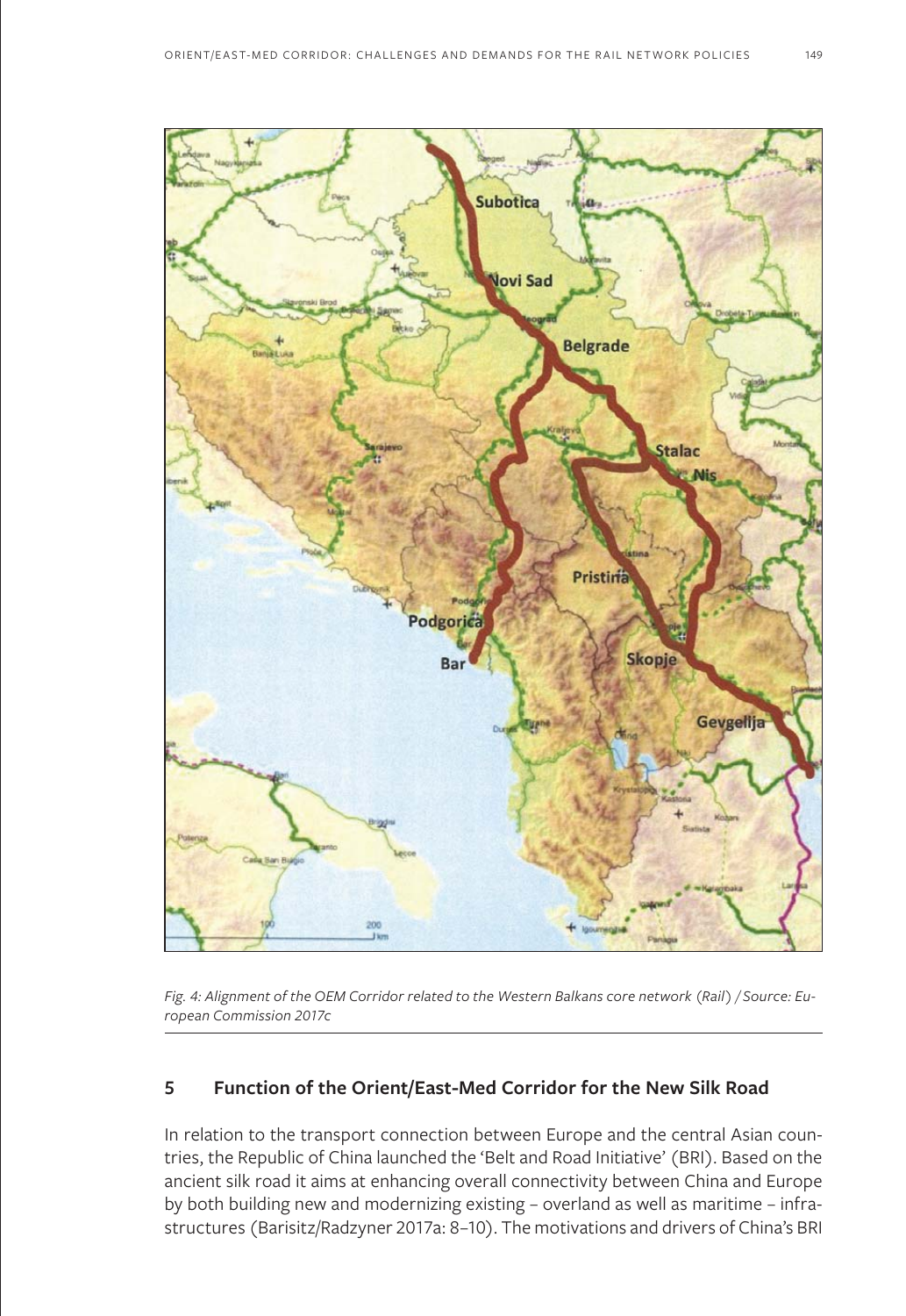*Fig. 4: Alignment of the OEM Corridor related to the Western Balkans core network (Rail) / Source: European Commission 2017c*

## 5 Function of the Orient/East-Med Corridor for the New Silk Road

In relation to the transport connection between Europe and the central Asian countries, the Republic of China launched the 'Belt and Road Initiative' (BRI). Based on the ancient silk road it aims at enhancing overall connectivity between China and Europe by both building new and modernizing existing – overland as well as maritime – infrastructures (Barisitz/Radzyner 2017a: 8–10). The motivations and drivers of China's BRI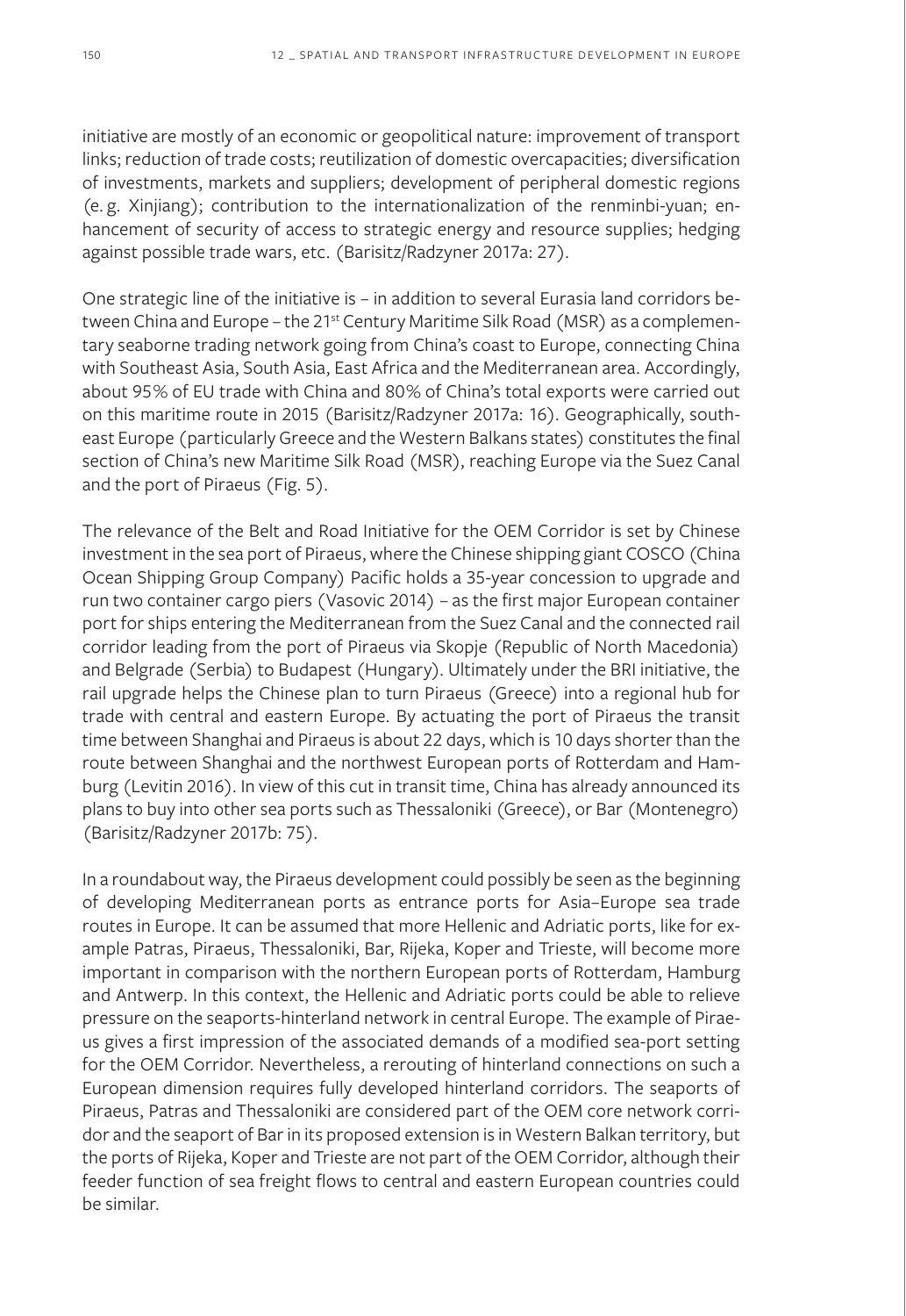initiative are mostly of an economic or geopolitical nature: improvement of transport links; reduction of trade costs; reutilization of domestic overcapacities; diversification of investments, markets and suppliers; development of peripheral domestic regions (e. g. Xinjiang); contribution to the internationalization of the renminbi-yuan; enhancement of security of access to strategic energy and resource supplies; hedging against possible trade wars, etc. (Barisitz/Radzyner 2017a: 27).

One strategic line of the initiative is – in addition to several Eurasia land corridors between China and Europe – the 21st Century Maritime Silk Road (MSR) as a complementary seaborne trading network going from China's coast to Europe, connecting China with Southeast Asia, South Asia, East Africa and the Mediterranean area. Accordingly, about 95% of EU trade with China and 80% of China's total exports were carried out on this maritime route in 2015 (Barisitz/Radzyner 2017a: 16). Geographically, southeast Europe (particularly Greece and the Western Balkans states) constitutes the final section of China's new Maritime Silk Road (MSR), reaching Europe via the Suez Canal and the port of Piraeus (Fig. 5).

The relevance of the Belt and Road Initiative for the OEM Corridor is set by Chinese investment in the sea port of Piraeus, where the Chinese shipping giant COSCO (China Ocean Shipping Group Company) Pacific holds a 35-year concession to upgrade and run two container cargo piers (Vasovic 2014) – as the first major European container port for ships entering the Mediterranean from the Suez Canal and the connected rail corridor leading from the port of Piraeus via Skopje (Republic of North Macedonia) and Belgrade (Serbia) to Budapest (Hungary). Ultimately under the BRI initiative, the rail upgrade helps the Chinese plan to turn Piraeus (Greece) into a regional hub for trade with central and eastern Europe. By actuating the port of Piraeus the transit time between Shanghai and Piraeus is about 22 days, which is 10 days shorter than the route between Shanghai and the northwest European ports of Rotterdam and Hamburg (Levitin 2016). In view of this cut in transit time, China has already announced its plans to buy into other sea ports such as Thessaloniki (Greece), or Bar (Montenegro) (Barisitz/Radzyner 2017b: 75).

In a roundabout way, the Piraeus development could possibly be seen as the beginning of developing Mediterranean ports as entrance ports for Asia–Europe sea trade routes in Europe. It can be assumed that more Hellenic and Adriatic ports, like for example Patras, Piraeus, Thessaloniki, Bar, Rijeka, Koper and Trieste, will become more important in comparison with the northern European ports of Rotterdam, Hamburg and Antwerp. In this context, the Hellenic and Adriatic ports could be able to relieve pressure on the seaports-hinterland network in central Europe. The example of Piraeus gives a first impression of the associated demands of a modified sea-port setting for the OEM Corridor. Nevertheless, a rerouting of hinterland connections on such a European dimension requires fully developed hinterland corridors. The seaports of Piraeus, Patras and Thessaloniki are considered part of the OEM core network corridor and the seaport of Bar in its proposed extension is in Western Balkan territory, but the ports of Rijeka, Koper and Trieste are not part of the OEM Corridor, although their feeder function of sea freight flows to central and eastern European countries could be similar.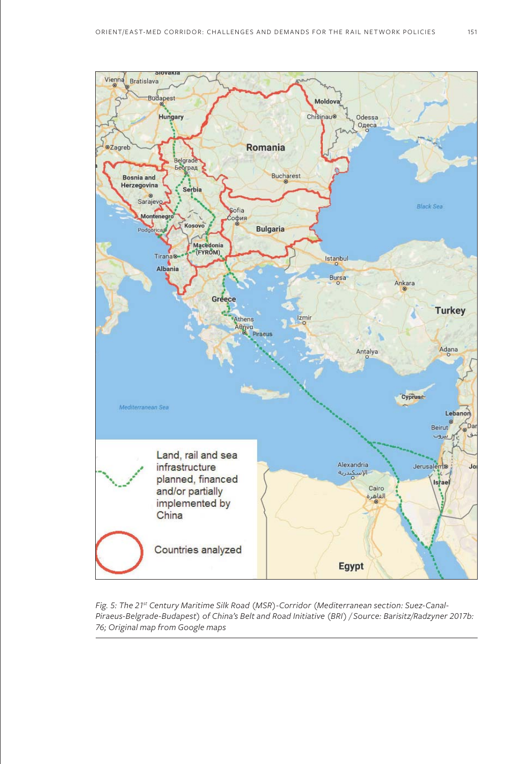*Fig. 5: The 21st Century Maritime Silk Road (MSR)-Corridor (Mediterranean section: Suez-Canal-Piraeus-Belgrade-Budapest) of China's Belt and Road Initiative (BRI) / Source: Barisitz/Radzyner 2017b: 76; Original map from Google maps*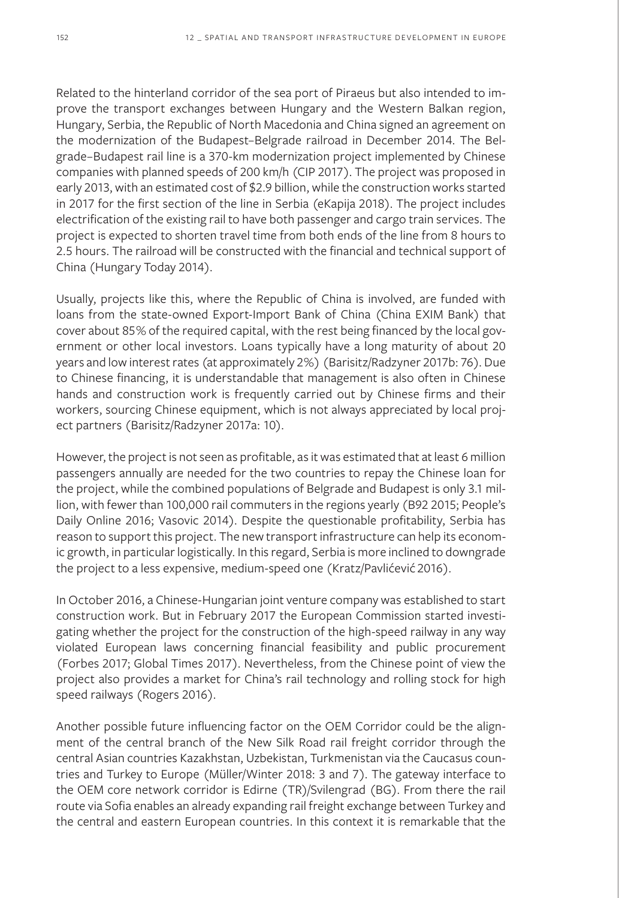Related to the hinterland corridor of the sea port of Piraeus but also intended to improve the transport exchanges between Hungary and the Western Balkan region, Hungary, Serbia, the Republic of North Macedonia and China signed an agreement on the modernization of the Budapest–Belgrade railroad in December 2014. The Belgrade–Budapest rail line is a 370-km modernization project implemented by Chinese companies with planned speeds of 200 km/h (CIP 2017). The project was proposed in early 2013, with an estimated cost of $2.9 billion, while the construction works started in 2017 for the first section of the line in Serbia (eKapija 2018). The project includes electrification of the existing rail to have both passenger and cargo train services. The project is expected to shorten travel time from both ends of the line from 8 hours to 2.5 hours. The railroad will be constructed with the financial and technical support of China (Hungary Today 2014).

Usually, projects like this, where the Republic of China is involved, are funded with loans from the state-owned Export-Import Bank of China (China EXIM Bank) that cover about 85% of the required capital, with the rest being financed by the local government or other local investors. Loans typically have a long maturity of about 20 years and low interest rates (at approximately 2%) (Barisitz/Radzyner 2017b: 76). Due to Chinese financing, it is understandable that management is also often in Chinese hands and construction work is frequently carried out by Chinese firms and their workers, sourcing Chinese equipment, which is not always appreciated by local project partners (Barisitz/Radzyner 2017a: 10).

However, the project is not seen as profitable, as it was estimated that at least 6 million passengers annually are needed for the two countries to repay the Chinese loan for the project, while the combined populations of Belgrade and Budapest is only 3.1 million, with fewer than 100,000 rail commuters in the regions yearly (B92 2015; People's Daily Online 2016; Vasovic 2014). Despite the questionable profitability, Serbia has reason to support this project. The new transport infrastructure can help its economic growth, in particular logistically. In this regard, Serbia is more inclined to downgrade the project to a less expensive, medium-speed one (Kratz/Pavlićević 2016).

In October 2016, a Chinese-Hungarian joint venture company was established to start construction work. But in February 2017 the European Commission started investigating whether the project for the construction of the high-speed railway in any way violated European laws concerning financial feasibility and public procurement (Forbes 2017; Global Times 2017). Nevertheless, from the Chinese point of view the project also provides a market for China's rail technology and rolling stock for high speed railways (Rogers 2016).

Another possible future influencing factor on the OEM Corridor could be the alignment of the central branch of the New Silk Road rail freight corridor through the central Asian countries Kazakhstan, Uzbekistan, Turkmenistan via the Caucasus countries and Turkey to Europe (Müller/Winter 2018: 3 and 7). The gateway interface to the OEM core network corridor is Edirne (TR)/Svilengrad (BG). From there the rail route via Sofia enables an already expanding rail freight exchange between Turkey and the central and eastern European countries. In this context it is remarkable that the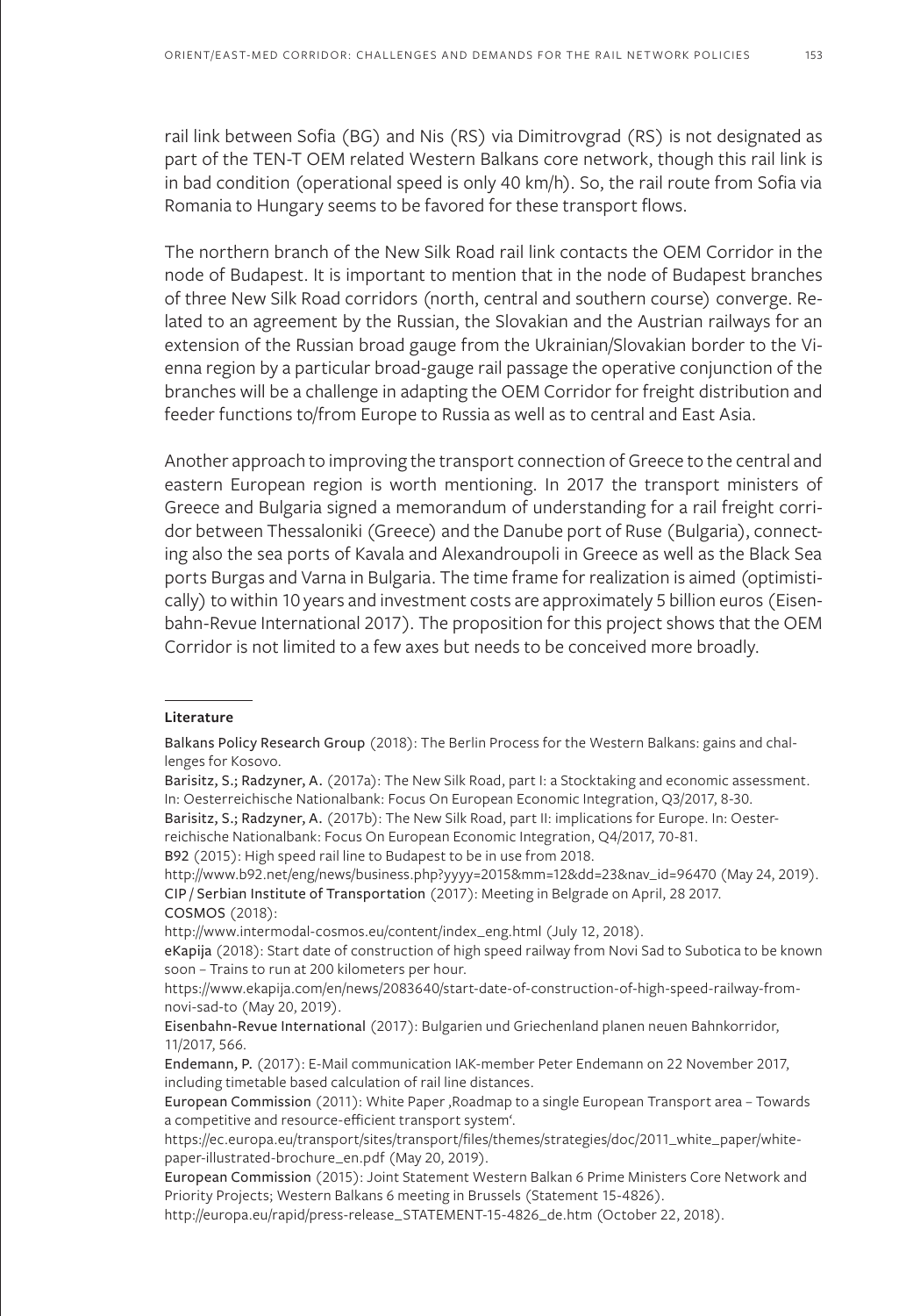rail link between Sofia (BG) and Nis (RS) via Dimitrovgrad (RS) is not designated as part of the TEN-T OEM related Western Balkans core network, though this rail link is in bad condition (operational speed is only 40 km/h). So, the rail route from Sofia via Romania to Hungary seems to be favored for these transport flows.

The northern branch of the New Silk Road rail link contacts the OEM Corridor in the node of Budapest. It is important to mention that in the node of Budapest branches of three New Silk Road corridors (north, central and southern course) converge. Related to an agreement by the Russian, the Slovakian and the Austrian railways for an extension of the Russian broad gauge from the Ukrainian/Slovakian border to the Vienna region by a particular broad-gauge rail passage the operative conjunction of the branches will be a challenge in adapting the OEM Corridor for freight distribution and feeder functions to/from Europe to Russia as well as to central and East Asia.

Another approach to improving the transport connection of Greece to the central and eastern European region is worth mentioning. In 2017 the transport ministers of Greece and Bulgaria signed a memorandum of understanding for a rail freight corridor between Thessaloniki (Greece) and the Danube port of Ruse (Bulgaria), connecting also the sea ports of Kavala and Alexandroupoli in Greece as well as the Black Sea ports Burgas and Varna in Bulgaria. The time frame for realization is aimed (optimistically) to within 10 years and investment costs are approximately 5 billion euros (Eisenbahn-Revue International 2017). The proposition for this project shows that the OEM Corridor is not limited to a few axes but needs to be conceived more broadly.

#### Literature

**Balkans Policy Research Group** (2018): The Berlin Process for the Western Balkans: gains and challenges for Kosovo.

**Barisitz, S.; Radzyner, A.** (2017a): The New Silk Road, part I: a Stocktaking and economic assessment. In: Oesterreichische Nationalbank: Focus On European Economic Integration, Q3/2017, 8-30.

**Barisitz, S.; Radzyner, A.** (2017b): The New Silk Road, part II: implications for Europe. In: Oesterreichische Nationalbank: Focus On European Economic Integration, Q4/2017, 70-81.

**B92** (2015): High speed rail line to Budapest to be in use from 2018.
http://www.b92.net/eng/news/business.php?yyyy=2015&mm=12&dd=23&nav_id=96470 (May 24, 2019).

**CIP / Serbian Institute of Transportation** (2017): Meeting in Belgrade on April, 28 2017.

**COSMOS** (2018):
http://www.intermodal-cosmos.eu/content/index_eng.html (July 12, 2018).

**eKapija** (2018): Start date of construction of high speed railway from Novi Sad to Subotica to be known soon – Trains to run at 200 kilometers per hour.
https://www.ekapija.com/en/news/2083640/start-date-of-construction-of-high-speed-railway-from-novi-sad-to (May 20, 2019).

**Eisenbahn-Revue International** (2017): Bulgarien und Griechenland planen neuen Bahnkorridor, 11/2017, 566.

**Endemann, P.** (2017): E-Mail communication IAK-member Peter Endemann on 22 November 2017, including timetable based calculation of rail line distances.

**European Commission** (2011): White Paper ‚Roadmap to a single European Transport area – Towards a competitive and resource-efficient transport system'.
https://ec.europa.eu/transport/sites/transport/files/themes/strategies/doc/2011_white_paper/white-paper-illustrated-brochure_en.pdf (May 20, 2019).

**European Commission** (2015): Joint Statement Western Balkan 6 Prime Ministers Core Network and Priority Projects; Western Balkans 6 meeting in Brussels (Statement 15-4826).
http://europa.eu/rapid/press-release_STATEMENT-15-4826_de.htm (October 22, 2018).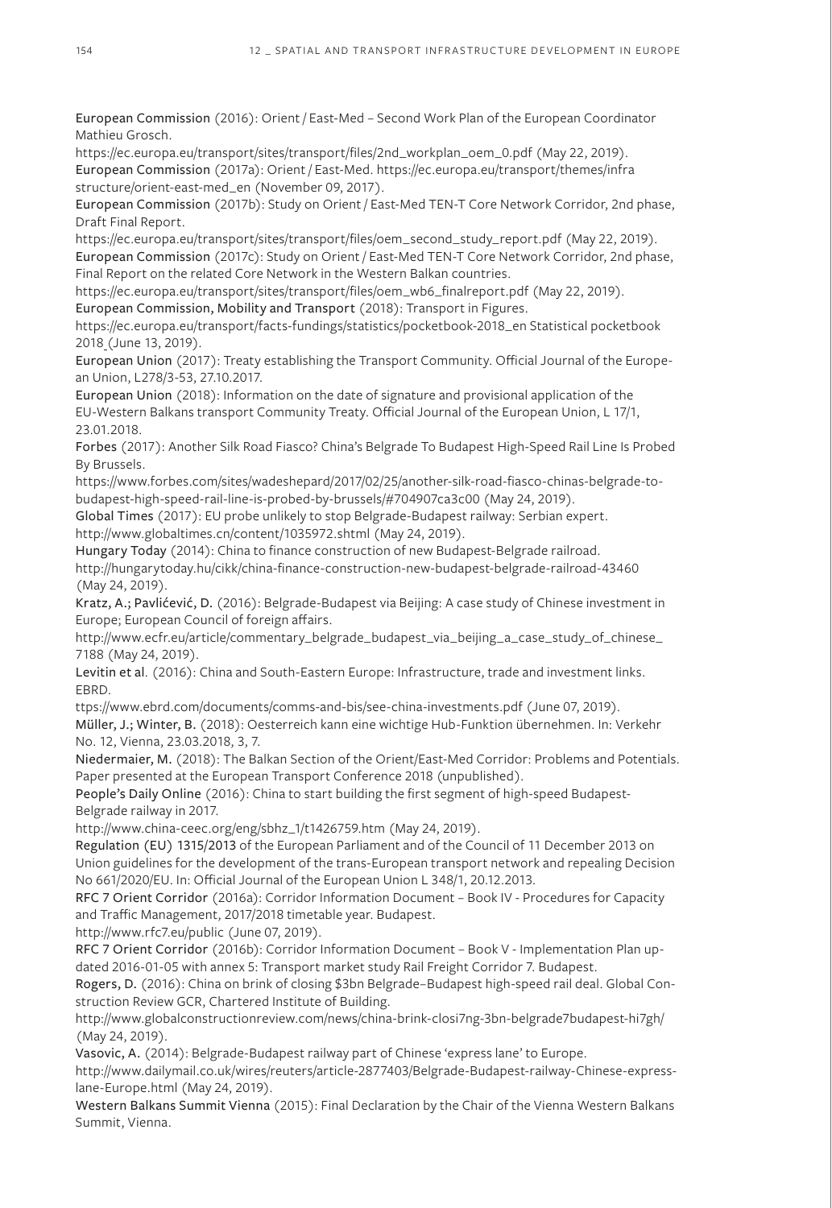**European Commission** (2016): Orient / East-Med – Second Work Plan of the European Coordinator Mathieu Grosch.
https://ec.europa.eu/transport/sites/transport/files/2nd_workplan_oem_0.pdf (May 22, 2019).

**European Commission** (2017a): Orient / East-Med. https://ec.europa.eu/transport/themes/infra structure/orient-east-med_en (November 09, 2017).

**European Commission** (2017b): Study on Orient / East-Med TEN-T Core Network Corridor, 2nd phase, Draft Final Report.
https://ec.europa.eu/transport/sites/transport/files/oem_second_study_report.pdf (May 22, 2019).

**European Commission** (2017c): Study on Orient / East-Med TEN-T Core Network Corridor, 2nd phase, Final Report on the related Core Network in the Western Balkan countries.
https://ec.europa.eu/transport/sites/transport/files/oem_wb6_finalreport.pdf (May 22, 2019).

**European Commission, Mobility and Transport** (2018): Transport in Figures.
https://ec.europa.eu/transport/facts-fundings/statistics/pocketbook-2018_en Statistical pocketbook 2018 (June 13, 2019).

**European Union** (2017): Treaty establishing the Transport Community. Official Journal of the European Union, L278/3-53, 27.10.2017.

**European Union** (2018): Information on the date of signature and provisional application of the EU-Western Balkans transport Community Treaty. Official Journal of the European Union, L 17/1, 23.01.2018.

**Forbes** (2017): Another Silk Road Fiasco? China's Belgrade To Budapest High-Speed Rail Line Is Probed By Brussels.
https://www.forbes.com/sites/wadeshepard/2017/02/25/another-silk-road-fiasco-chinas-belgrade-to-budapest-high-speed-rail-line-is-probed-by-brussels/#704907ca3c00 (May 24, 2019).

**Global Times** (2017): EU probe unlikely to stop Belgrade-Budapest railway: Serbian expert.
http://www.globaltimes.cn/content/1035972.shtml (May 24, 2019).

**Hungary Today** (2014): China to finance construction of new Budapest-Belgrade railroad.
http://hungarytoday.hu/cikk/china-finance-construction-new-budapest-belgrade-railroad-43460 (May 24, 2019).

**Kratz, A.; Pavlićević, D.** (2016): Belgrade-Budapest via Beijing: A case study of Chinese investment in Europe; European Council of foreign affairs.
http://www.ecfr.eu/article/commentary_belgrade_budapest_via_beijing_a_case_study_of_chinese_7188 (May 24, 2019).

**Levitin et al.** (2016): China and South-Eastern Europe: Infrastructure, trade and investment links. EBRD.
ttps://www.ebrd.com/documents/comms-and-bis/see-china-investments.pdf (June 07, 2019).

**Müller, J.; Winter, B.** (2018): Oesterreich kann eine wichtige Hub-Funktion übernehmen. In: Verkehr No. 12, Vienna, 23.03.2018, 3, 7.

**Niedermaier, M.** (2018): The Balkan Section of the Orient/East-Med Corridor: Problems and Potentials. Paper presented at the European Transport Conference 2018 (unpublished).

**People's Daily Online** (2016): China to start building the first segment of high-speed Budapest-Belgrade railway in 2017.
http://www.china-ceec.org/eng/sbhz_1/t1426759.htm (May 24, 2019).

**Regulation (EU) 1315/2013** of the European Parliament and of the Council of 11 December 2013 on Union guidelines for the development of the trans-European transport network and repealing Decision No 661/2020/EU. In: Official Journal of the European Union L 348/1, 20.12.2013.

**RFC 7 Orient Corridor** (2016a): Corridor Information Document – Book IV - Procedures for Capacity and Traffic Management, 2017/2018 timetable year. Budapest.
http://www.rfc7.eu/public (June 07, 2019).

**RFC 7 Orient Corridor** (2016b): Corridor Information Document – Book V - Implementation Plan updated 2016-01-05 with annex 5: Transport market study Rail Freight Corridor 7. Budapest.

**Rogers, D.** (2016): China on brink of closing $3bn Belgrade–Budapest high-speed rail deal. Global Construction Review GCR, Chartered Institute of Building.
http://www.globalconstructionreview.com/news/china-brink-closi7ng-3bn-belgrade7budapest-hi7gh/ (May 24, 2019).

**Vasovic, A.** (2014): Belgrade-Budapest railway part of Chinese 'express lane' to Europe.
http://www.dailymail.co.uk/wires/reuters/article-2877403/Belgrade-Budapest-railway-Chinese-express-lane-Europe.html (May 24, 2019).

**Western Balkans Summit Vienna** (2015): Final Declaration by the Chair of the Vienna Western Balkans Summit, Vienna.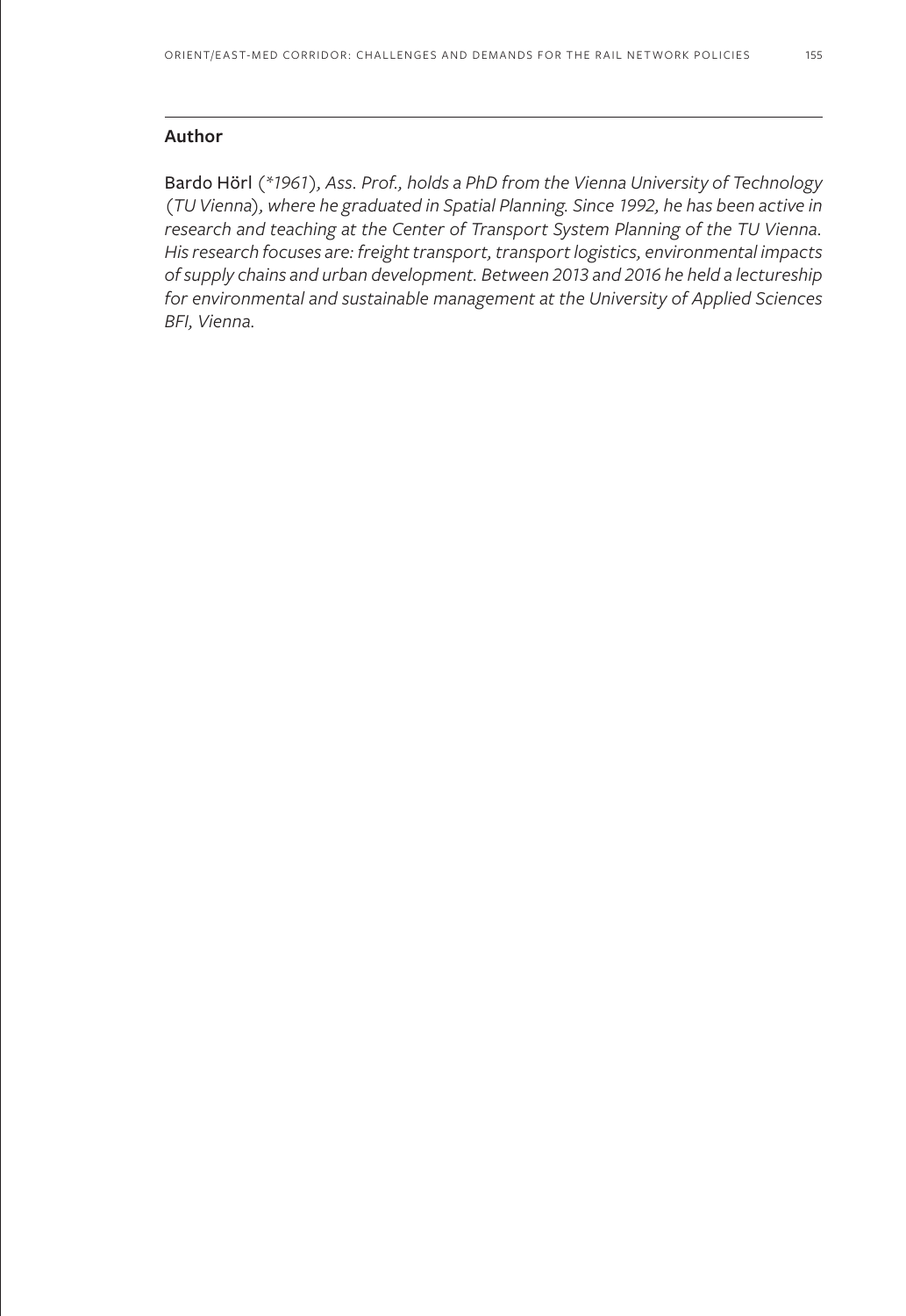## Author

Bardo Hörl *(\*1961), Ass. Prof., holds a PhD from the Vienna University of Technology (TU Vienna), where he graduated in Spatial Planning. Since 1992, he has been active in research and teaching at the Center of Transport System Planning of the TU Vienna. His research focuses are: freight transport, transport logistics, environmental impacts of supply chains and urban development. Between 2013 and 2016 he held a lectureship for environmental and sustainable management at the University of Applied Sciences BFI, Vienna.*